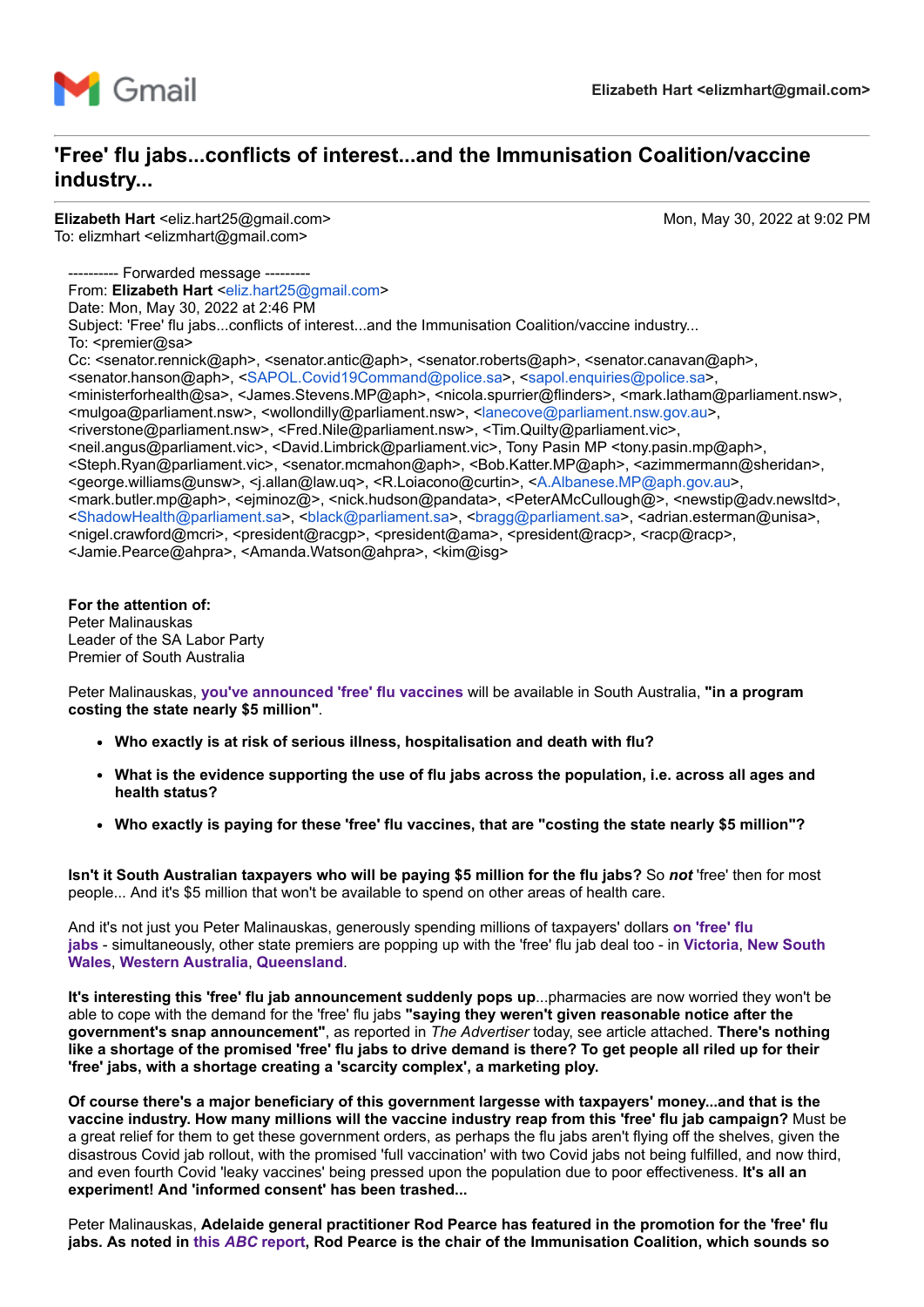Gmail    Elizabeth Hart <elizmhart@gmail.com>

# 'Free' flu jabs...conflicts of interest...and the Immunisation Coalition/vaccine industry...

**Elizabeth Hart** <eliz.hart25@gmail.com>    Mon, May 30, 2022 at 9:02 PM
To: elizmhart <elizmhart@gmail.com>

---------- Forwarded message ---------
From: **Elizabeth Hart** <eliz.hart25@gmail.com>
Date: Mon, May 30, 2022 at 2:46 PM
Subject: 'Free' flu jabs...conflicts of interest...and the Immunisation Coalition/vaccine industry...
To: <premier@sa>
Cc: <senator.rennick@aph>, <senator.antic@aph>, <senator.roberts@aph>, <senator.canavan@aph>, <senator.hanson@aph>, <SAPOL.Covid19Command@police.sa>, <sapol.enquiries@police.sa>, <ministerforhealth@sa>, <James.Stevens.MP@aph>, <nicola.spurrier@flinders>, <mark.latham@parliament.nsw>, <mulgoa@parliament.nsw>, <wollondilly@parliament.nsw>, <lanecove@parliament.nsw.gov.au>, <riverstone@parliament.nsw>, <Fred.Nile@parliament.nsw>, <Tim.Quilty@parliament.vic>, <neil.angus@parliament.vic>, <David.Limbrick@parliament.vic>, Tony Pasin MP <tony.pasin.mp@aph>, <Steph.Ryan@parliament.vic>, <senator.mcmahon@aph>, <Bob.Katter.MP@aph>, <azimmermann@sheridan>, <george.williams@unsw>, <j.allan@law.uq>, <R.Loiacono@curtin>, <A.Albanese.MP@aph.gov.au>, <mark.butler.mp@aph>, <ejminoz@>, <nick.hudson@pandata>, <PeterAMcCullough@>, <newstip@adv.newsltd>, <ShadowHealth@parliament.sa>, <black@parliament.sa>, <bragg@parliament.sa>, <adrian.esterman@unisa>, <nigel.crawford@mcri>, <president@racgp>, <president@ama>, <president@racp>, <racp@racp>, <Jamie.Pearce@ahpra>, <Amanda.Watson@ahpra>, <kim@isg>

**For the attention of:**
Peter Malinauskas
Leader of the SA Labor Party
Premier of South Australia

Peter Malinauskas, **you've announced 'free' flu vaccines** will be available in South Australia, **"in a program costing the state nearly $5 million"**.

- **Who exactly is at risk of serious illness, hospitalisation and death with flu?**
- **What is the evidence supporting the use of flu jabs across the population, i.e. across all ages and health status?**
- **Who exactly is paying for these 'free' flu vaccines, that are "costing the state nearly $5 million"?**

**Isn't it South Australian taxpayers who will be paying $5 million for the flu jabs?** So ***not*** 'free' then for most people... And it's $5 million that won't be available to spend on other areas of health care.

And it's not just you Peter Malinauskas, generously spending millions of taxpayers' dollars **on 'free' flu jabs** - simultaneously, other state premiers are popping up with the 'free' flu jab deal too - in **Victoria**, **New South Wales**, **Western Australia**, **Queensland**.

**It's interesting this 'free' flu jab announcement suddenly pops up**...pharmacies are now worried they won't be able to cope with the demand for the 'free' flu jabs **"saying they weren't given reasonable notice after the government's snap announcement"**, as reported in *The Advertiser* today, see article attached. **There's nothing like a shortage of the promised 'free' flu jabs to drive demand is there? To get people all riled up for their 'free' jabs, with a shortage creating a 'scarcity complex', a marketing ploy.**

**Of course there's a major beneficiary of this government largesse with taxpayers' money...and that is the vaccine industry. How many millions will the vaccine industry reap from this 'free' flu jab campaign?** Must be a great relief for them to get these government orders, as perhaps the flu jabs aren't flying off the shelves, given the disastrous Covid jab rollout, with the promised 'full vaccination' with two Covid jabs not being fulfilled, and now third, and even fourth Covid 'leaky vaccines' being pressed upon the population due to poor effectiveness. **It's all an experiment! And 'informed consent' has been trashed...**

Peter Malinauskas, **Adelaide general practitioner Rod Pearce has featured in the promotion for the 'free' flu jabs. As noted in this *ABC* report, Rod Pearce is the chair of the Immunisation Coalition, which sounds so**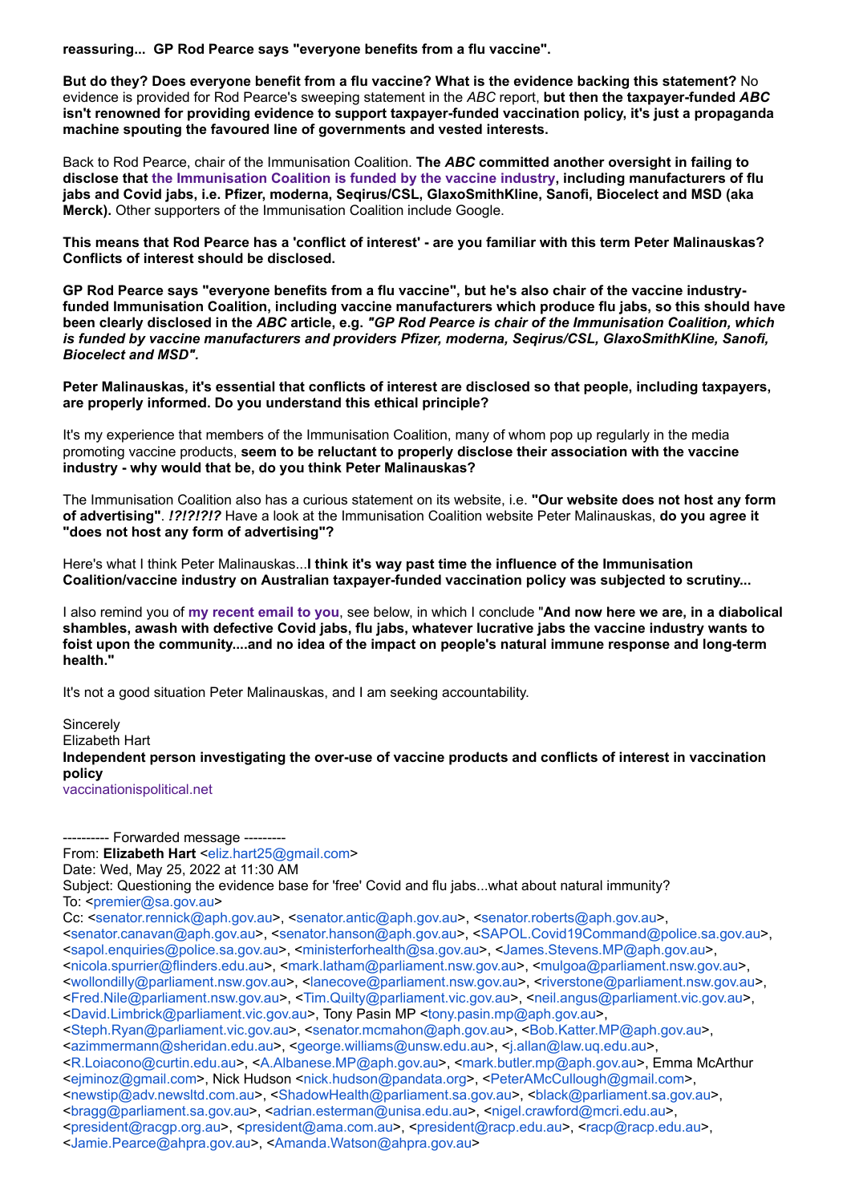**reassuring... GP Rod Pearce says "everyone benefits from a flu vaccine".**

**But do they? Does everyone benefit from a flu vaccine? What is the evidence backing this statement?** No evidence is provided for Rod Pearce's sweeping statement in the *ABC* report, **but then the taxpayer-funded *ABC* isn't renowned for providing evidence to support taxpayer-funded vaccination policy, it's just a propaganda machine spouting the favoured line of governments and vested interests.**

Back to Rod Pearce, chair of the Immunisation Coalition. **The *ABC* committed another oversight in failing to disclose that the Immunisation Coalition is funded by the vaccine industry, including manufacturers of flu jabs and Covid jabs, i.e. Pfizer, moderna, Seqirus/CSL, GlaxoSmithKline, Sanofi, Biocelect and MSD (aka Merck).** Other supporters of the Immunisation Coalition include Google.

**This means that Rod Pearce has a 'conflict of interest' - are you familiar with this term Peter Malinauskas? Conflicts of interest should be disclosed.**

**GP Rod Pearce says "everyone benefits from a flu vaccine", but he's also chair of the vaccine industry-funded Immunisation Coalition, including vaccine manufacturers which produce flu jabs, so this should have been clearly disclosed in the *ABC* article, e.g. *"GP Rod Pearce is chair of the Immunisation Coalition, which is funded by vaccine manufacturers and providers Pfizer, moderna, Seqirus/CSL, GlaxoSmithKline, Sanofi, Biocelect and MSD".***

**Peter Malinauskas, it's essential that conflicts of interest are disclosed so that people, including taxpayers, are properly informed. Do you understand this ethical principle?**

It's my experience that members of the Immunisation Coalition, many of whom pop up regularly in the media promoting vaccine products, **seem to be reluctant to properly disclose their association with the vaccine industry - why would that be, do you think Peter Malinauskas?**

The Immunisation Coalition also has a curious statement on its website, i.e. **"Our website does not host any form of advertising"**. ***!?!?!?!?*** Have a look at the Immunisation Coalition website Peter Malinauskas, **do you agree it "does not host any form of advertising"?**

Here's what I think Peter Malinauskas...**I think it's way past time the influence of the Immunisation Coalition/vaccine industry on Australian taxpayer-funded vaccination policy was subjected to scrutiny...**

I also remind you of **my recent email to you**, see below, in which I conclude "**And now here we are, in a diabolical shambles, awash with defective Covid jabs, flu jabs, whatever lucrative jabs the vaccine industry wants to foist upon the community....and no idea of the impact on people's natural immune response and long-term health."**

It's not a good situation Peter Malinauskas, and I am seeking accountability.

Sincerely
Elizabeth Hart
**Independent person investigating the over-use of vaccine products and conflicts of interest in vaccination policy**
vaccinationispolitical.net

---------- Forwarded message ---------
From: **Elizabeth Hart** <eliz.hart25@gmail.com>
Date: Wed, May 25, 2022 at 11:30 AM
Subject: Questioning the evidence base for 'free' Covid and flu jabs...what about natural immunity?
To: <premier@sa.gov.au>
Cc: <senator.rennick@aph.gov.au>, <senator.antic@aph.gov.au>, <senator.roberts@aph.gov.au>, <senator.canavan@aph.gov.au>, <senator.hanson@aph.gov.au>, <SAPOL.Covid19Command@police.sa.gov.au>, <sapol.enquiries@police.sa.gov.au>, <ministerforhealth@sa.gov.au>, <James.Stevens.MP@aph.gov.au>, <nicola.spurrier@flinders.edu.au>, <mark.latham@parliament.nsw.gov.au>, <mulgoa@parliament.nsw.gov.au>, <wollondilly@parliament.nsw.gov.au>, <lanecove@parliament.nsw.gov.au>, <riverstone@parliament.nsw.gov.au>, <Fred.Nile@parliament.nsw.gov.au>, <Tim.Quilty@parliament.vic.gov.au>, <neil.angus@parliament.vic.gov.au>, <David.Limbrick@parliament.vic.gov.au>, Tony Pasin MP <tony.pasin.mp@aph.gov.au>, <Steph.Ryan@parliament.vic.gov.au>, <senator.mcmahon@aph.gov.au>, <Bob.Katter.MP@aph.gov.au>, <azimmermann@sheridan.edu.au>, <george.williams@unsw.edu.au>, <j.allan@law.uq.edu.au>, <R.Loiacono@curtin.edu.au>, <A.Albanese.MP@aph.gov.au>, <mark.butler.mp@aph.gov.au>, Emma McArthur <ejminoz@gmail.com>, Nick Hudson <nick.hudson@pandata.org>, <PeterAMcCullough@gmail.com>, <newstip@adv.newsltd.com.au>, <ShadowHealth@parliament.sa.gov.au>, <black@parliament.sa.gov.au>, <bragg@parliament.sa.gov.au>, <adrian.esterman@unisa.edu.au>, <nigel.crawford@mcri.edu.au>, <president@racgp.org.au>, <president@ama.com.au>, <president@racp.edu.au>, <racp@racp.edu.au>, <Jamie.Pearce@ahpra.gov.au>, <Amanda.Watson@ahpra.gov.au>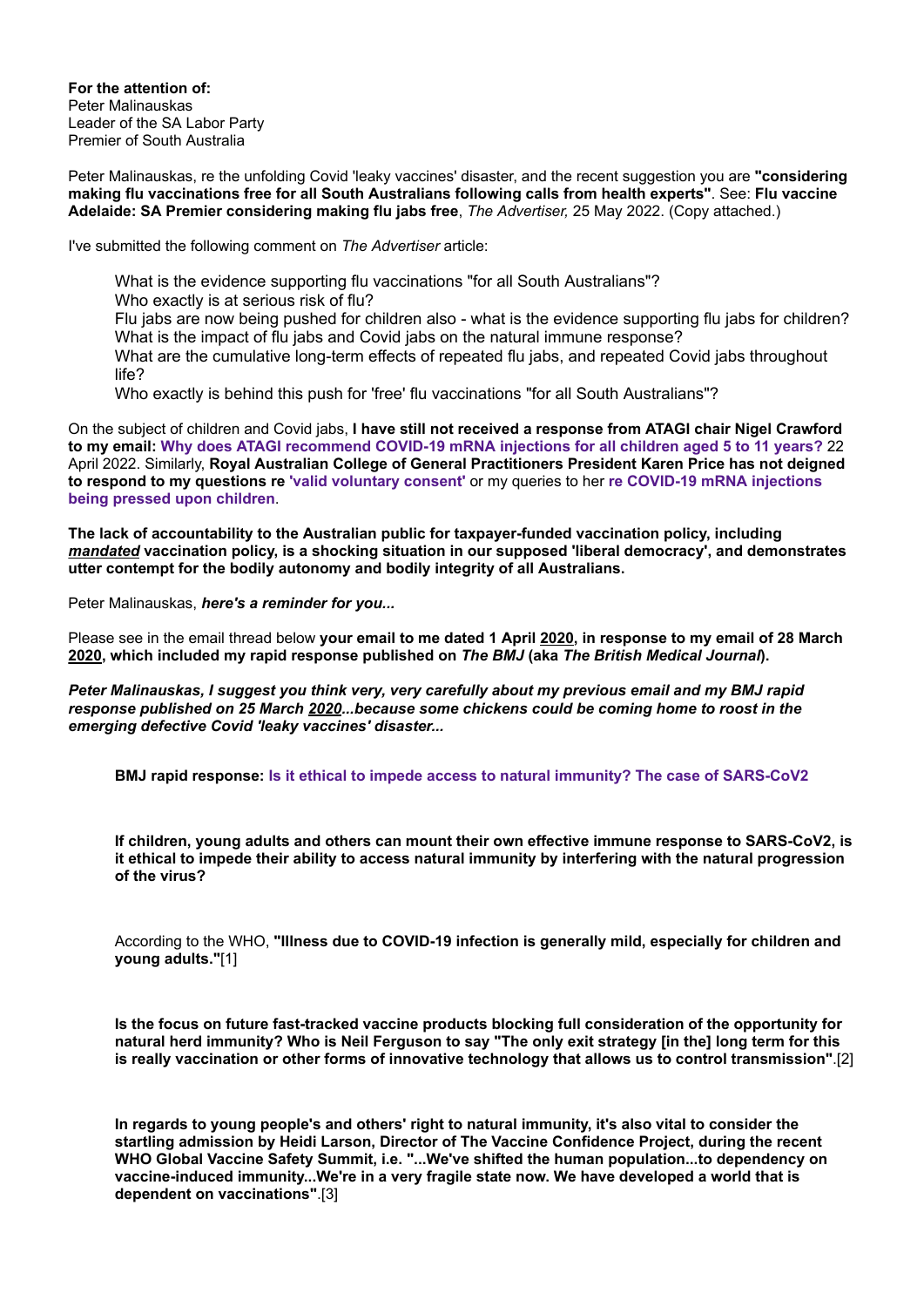**For the attention of:**
Peter Malinauskas
Leader of the SA Labor Party
Premier of South Australia

Peter Malinauskas, re the unfolding Covid 'leaky vaccines' disaster, and the recent suggestion you are **"considering making flu vaccinations free for all South Australians following calls from health experts"**. See: **Flu vaccine Adelaide: SA Premier considering making flu jabs free**, *The Advertiser,* 25 May 2022. (Copy attached.)

I've submitted the following comment on *The Advertiser* article:

> What is the evidence supporting flu vaccinations "for all South Australians"?
> Who exactly is at serious risk of flu?
> Flu jabs are now being pushed for children also - what is the evidence supporting flu jabs for children?
> What is the impact of flu jabs and Covid jabs on the natural immune response?
> What are the cumulative long-term effects of repeated flu jabs, and repeated Covid jabs throughout life?
> Who exactly is behind this push for 'free' flu vaccinations "for all South Australians"?

On the subject of children and Covid jabs, **I have still not received a response from ATAGI chair Nigel Crawford to my email: Why does ATAGI recommend COVID-19 mRNA injections for all children aged 5 to 11 years?** 22 April 2022. Similarly, **Royal Australian College of General Practitioners President Karen Price has not deigned to respond to my questions re 'valid voluntary consent'** or my queries to her **re COVID-19 mRNA injections being pressed upon children**.

**The lack of accountability to the Australian public for taxpayer-funded vaccination policy, including *mandated* vaccination policy, is a shocking situation in our supposed 'liberal democracy', and demonstrates utter contempt for the bodily autonomy and bodily integrity of all Australians.**

Peter Malinauskas, ***here's a reminder for you...***

Please see in the email thread below **your email to me dated 1 April 2020, in response to my email of 28 March 2020, which included my rapid response published on *The BMJ* (aka *The British Medical Journal*).**

***Peter Malinauskas, I suggest you think very, very carefully about my previous email and my BMJ rapid response published on 25 March 2020...because some chickens could be coming home to roost in the emerging defective Covid 'leaky vaccines' disaster...***

> **BMJ rapid response: Is it ethical to impede access to natural immunity? The case of SARS-CoV2**
>
> **If children, young adults and others can mount their own effective immune response to SARS-CoV2, is it ethical to impede their ability to access natural immunity by interfering with the natural progression of the virus?**
>
> According to the WHO, **"Illness due to COVID-19 infection is generally mild, especially for children and young adults."**[1]
>
> **Is the focus on future fast-tracked vaccine products blocking full consideration of the opportunity for natural herd immunity? Who is Neil Ferguson to say "The only exit strategy [in the] long term for this is really vaccination or other forms of innovative technology that allows us to control transmission"**.[2]
>
> **In regards to young people's and others' right to natural immunity, it's also vital to consider the startling admission by Heidi Larson, Director of The Vaccine Confidence Project, during the recent WHO Global Vaccine Safety Summit, i.e. "...We've shifted the human population...to dependency on vaccine-induced immunity...We're in a very fragile state now. We have developed a world that is dependent on vaccinations"**.[3]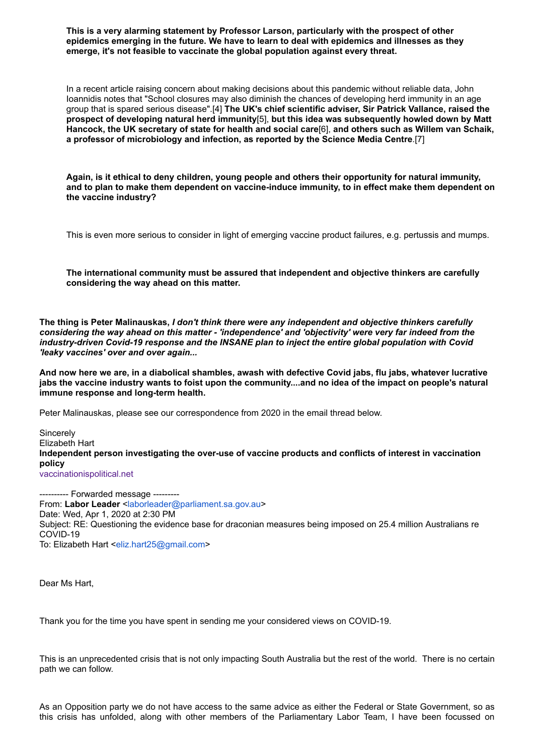**This is a very alarming statement by Professor Larson, particularly with the prospect of other epidemics emerging in the future. We have to learn to deal with epidemics and illnesses as they emerge, it's not feasible to vaccinate the global population against every threat.**

In a recent article raising concern about making decisions about this pandemic without reliable data, John Ioannidis notes that "School closures may also diminish the chances of developing herd immunity in an age group that is spared serious disease".[4] **The UK's chief scientific adviser, Sir Patrick Vallance, raised the prospect of developing natural herd immunity**[5], **but this idea was subsequently howled down by Matt Hancock, the UK secretary of state for health and social care**[6], **and others such as Willem van Schaik, a professor of microbiology and infection, as reported by the Science Media Centre**.[7]

**Again, is it ethical to deny children, young people and others their opportunity for natural immunity, and to plan to make them dependent on vaccine-induce immunity, to in effect make them dependent on the vaccine industry?**

This is even more serious to consider in light of emerging vaccine product failures, e.g. pertussis and mumps.

**The international community must be assured that independent and objective thinkers are carefully considering the way ahead on this matter.**

**The thing is Peter Malinauskas, *I don't think there were any independent and objective thinkers carefully considering the way ahead on this matter - 'independence' and 'objectivity' were very far indeed from the industry-driven Covid-19 response and the INSANE plan to inject the entire global population with Covid 'leaky vaccines' over and over again...***

**And now here we are, in a diabolical shambles, awash with defective Covid jabs, flu jabs, whatever lucrative jabs the vaccine industry wants to foist upon the community....and no idea of the impact on people's natural immune response and long-term health.**

Peter Malinauskas, please see our correspondence from 2020 in the email thread below.

Sincerely
Elizabeth Hart
**Independent person investigating the over-use of vaccine products and conflicts of interest in vaccination policy**
vaccinationispolitical.net

---------- Forwarded message ---------
From: **Labor Leader** <laborleader@parliament.sa.gov.au>
Date: Wed, Apr 1, 2020 at 2:30 PM
Subject: RE: Questioning the evidence base for draconian measures being imposed on 25.4 million Australians re COVID-19
To: Elizabeth Hart <eliz.hart25@gmail.com>

Dear Ms Hart,

Thank you for the time you have spent in sending me your considered views on COVID-19.

This is an unprecedented crisis that is not only impacting South Australia but the rest of the world. There is no certain path we can follow.

As an Opposition party we do not have access to the same advice as either the Federal or State Government, so as this crisis has unfolded, along with other members of the Parliamentary Labor Team, I have been focussed on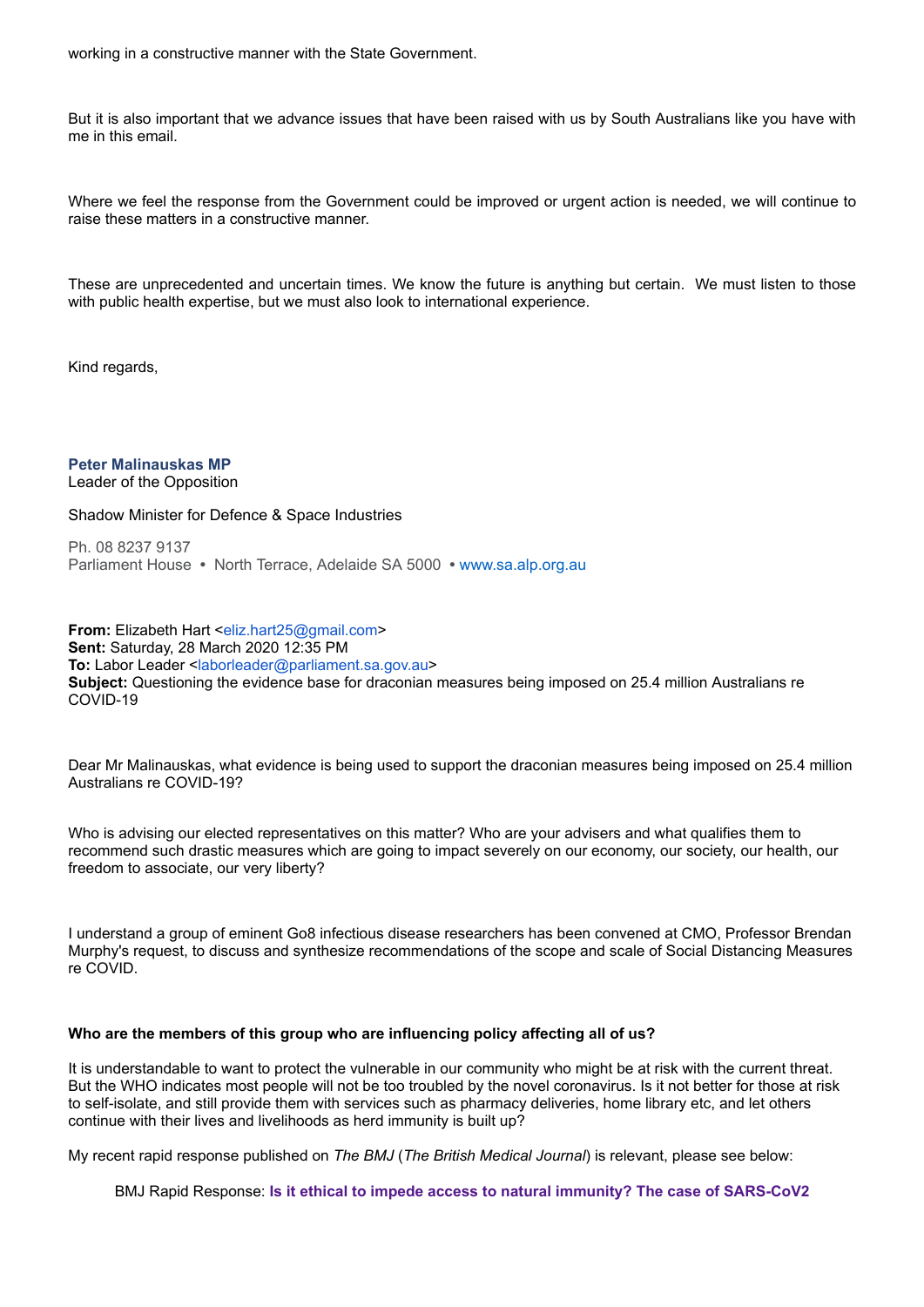working in a constructive manner with the State Government.

But it is also important that we advance issues that have been raised with us by South Australians like you have with me in this email.

Where we feel the response from the Government could be improved or urgent action is needed, we will continue to raise these matters in a constructive manner.

These are unprecedented and uncertain times. We know the future is anything but certain. We must listen to those with public health expertise, but we must also look to international experience.

Kind regards,

**Peter Malinauskas MP**
Leader of the Opposition

Shadow Minister for Defence & Space Industries

Ph. 08 8237 9137
Parliament House • North Terrace, Adelaide SA 5000 • www.sa.alp.org.au

**From:** Elizabeth Hart <eliz.hart25@gmail.com>
**Sent:** Saturday, 28 March 2020 12:35 PM
**To:** Labor Leader <laborleader@parliament.sa.gov.au>
**Subject:** Questioning the evidence base for draconian measures being imposed on 25.4 million Australians re COVID-19

Dear Mr Malinauskas, what evidence is being used to support the draconian measures being imposed on 25.4 million Australians re COVID-19?

Who is advising our elected representatives on this matter? Who are your advisers and what qualifies them to recommend such drastic measures which are going to impact severely on our economy, our society, our health, our freedom to associate, our very liberty?

I understand a group of eminent Go8 infectious disease researchers has been convened at CMO, Professor Brendan Murphy's request, to discuss and synthesize recommendations of the scope and scale of Social Distancing Measures re COVID.

**Who are the members of this group who are influencing policy affecting all of us?**

It is understandable to want to protect the vulnerable in our community who might be at risk with the current threat. But the WHO indicates most people will not be too troubled by the novel coronavirus. Is it not better for those at risk to self-isolate, and still provide them with services such as pharmacy deliveries, home library etc, and let others continue with their lives and livelihoods as herd immunity is built up?

My recent rapid response published on *The BMJ* (*The British Medical Journal*) is relevant, please see below:

> BMJ Rapid Response: **Is it ethical to impede access to natural immunity? The case of SARS-CoV2**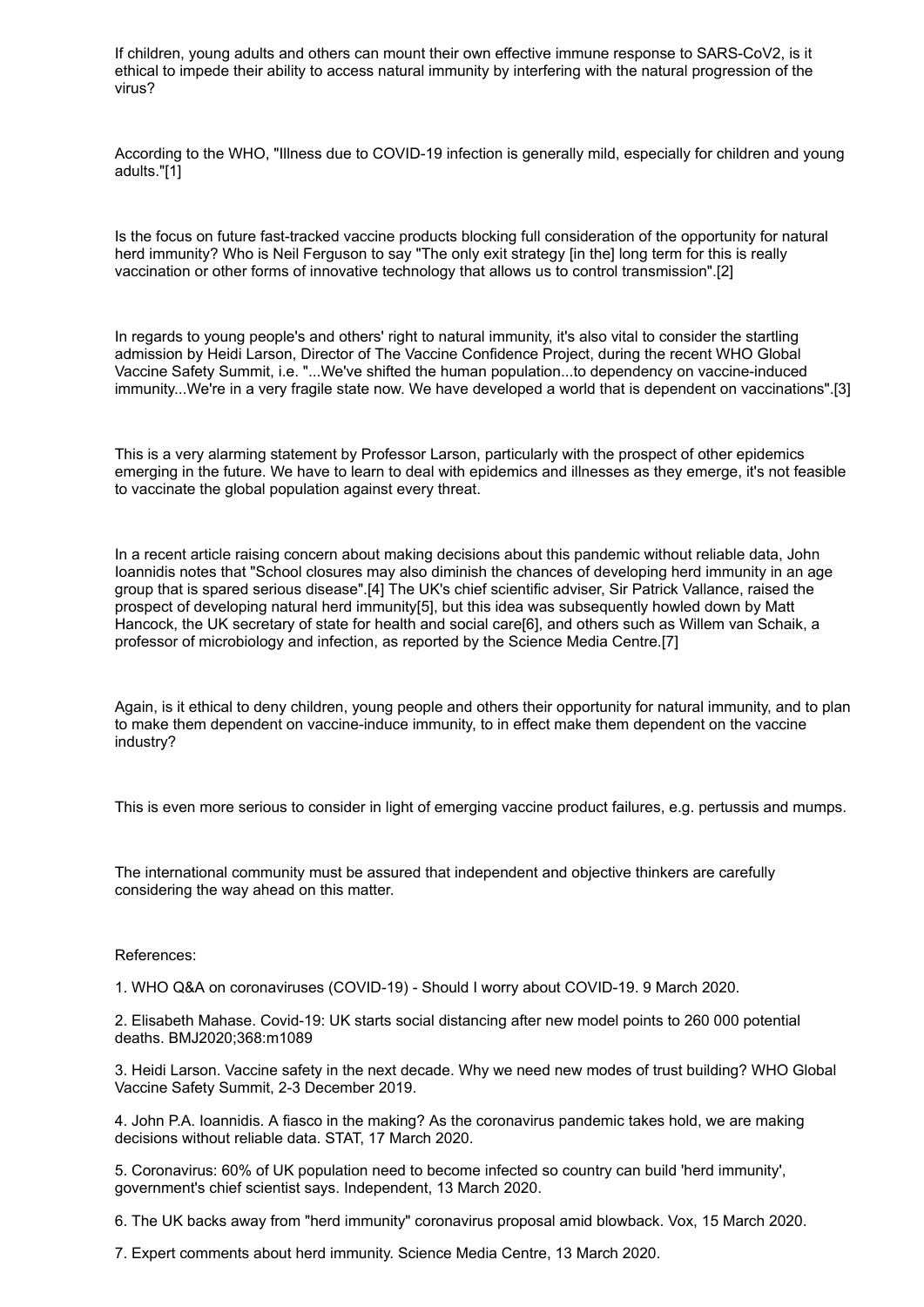If children, young adults and others can mount their own effective immune response to SARS-CoV2, is it ethical to impede their ability to access natural immunity by interfering with the natural progression of the virus?

According to the WHO, "Illness due to COVID-19 infection is generally mild, especially for children and young adults."[1]

Is the focus on future fast-tracked vaccine products blocking full consideration of the opportunity for natural herd immunity? Who is Neil Ferguson to say "The only exit strategy [in the] long term for this is really vaccination or other forms of innovative technology that allows us to control transmission".[2]

In regards to young people's and others' right to natural immunity, it's also vital to consider the startling admission by Heidi Larson, Director of The Vaccine Confidence Project, during the recent WHO Global Vaccine Safety Summit, i.e. "...We've shifted the human population...to dependency on vaccine-induced immunity...We're in a very fragile state now. We have developed a world that is dependent on vaccinations".[3]

This is a very alarming statement by Professor Larson, particularly with the prospect of other epidemics emerging in the future. We have to learn to deal with epidemics and illnesses as they emerge, it's not feasible to vaccinate the global population against every threat.

In a recent article raising concern about making decisions about this pandemic without reliable data, John Ioannidis notes that "School closures may also diminish the chances of developing herd immunity in an age group that is spared serious disease".[4] The UK's chief scientific adviser, Sir Patrick Vallance, raised the prospect of developing natural herd immunity[5], but this idea was subsequently howled down by Matt Hancock, the UK secretary of state for health and social care[6], and others such as Willem van Schaik, a professor of microbiology and infection, as reported by the Science Media Centre.[7]

Again, is it ethical to deny children, young people and others their opportunity for natural immunity, and to plan to make them dependent on vaccine-induce immunity, to in effect make them dependent on the vaccine industry?

This is even more serious to consider in light of emerging vaccine product failures, e.g. pertussis and mumps.

The international community must be assured that independent and objective thinkers are carefully considering the way ahead on this matter.

References:

1. WHO Q&A on coronaviruses (COVID-19) - Should I worry about COVID-19. 9 March 2020.

2. Elisabeth Mahase. Covid-19: UK starts social distancing after new model points to 260 000 potential deaths. BMJ2020;368:m1089

3. Heidi Larson. Vaccine safety in the next decade. Why we need new modes of trust building? WHO Global Vaccine Safety Summit, 2-3 December 2019.

4. John P.A. Ioannidis. A fiasco in the making? As the coronavirus pandemic takes hold, we are making decisions without reliable data. STAT, 17 March 2020.

5. Coronavirus: 60% of UK population need to become infected so country can build 'herd immunity', government's chief scientist says. Independent, 13 March 2020.

6. The UK backs away from "herd immunity" coronavirus proposal amid blowback. Vox, 15 March 2020.

7. Expert comments about herd immunity. Science Media Centre, 13 March 2020.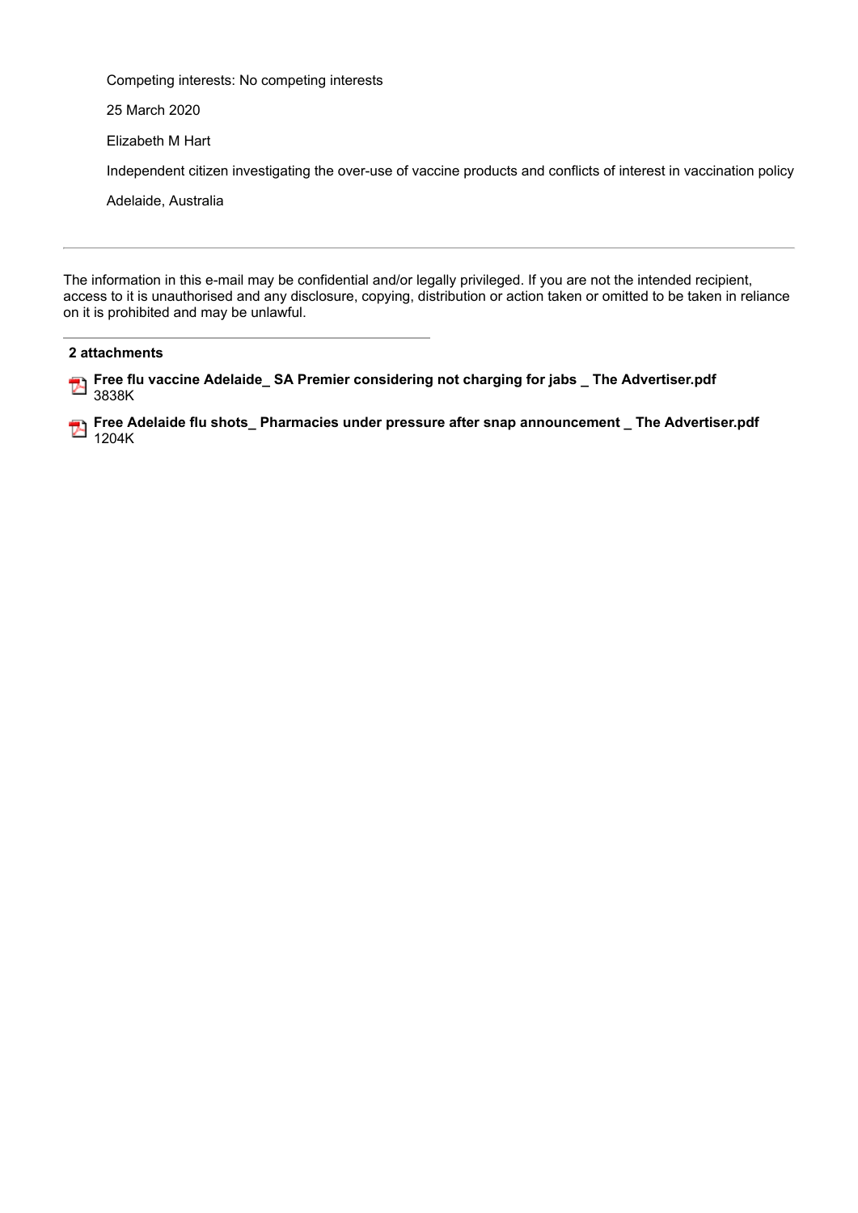Competing interests: No competing interests

25 March 2020

Elizabeth M Hart

Independent citizen investigating the over-use of vaccine products and conflicts of interest in vaccination policy

Adelaide, Australia

---

The information in this e-mail may be confidential and/or legally privileged. If you are not the intended recipient, access to it is unauthorised and any disclosure, copying, distribution or action taken or omitted to be taken in reliance on it is prohibited and may be unlawful.

---

**2 attachments**

**Free flu vaccine Adelaide_ SA Premier considering not charging for jabs _ The Advertiser.pdf**
3838K

**Free Adelaide flu shots_ Pharmacies under pressure after snap announcement _ The Advertiser.pdf**
1204K